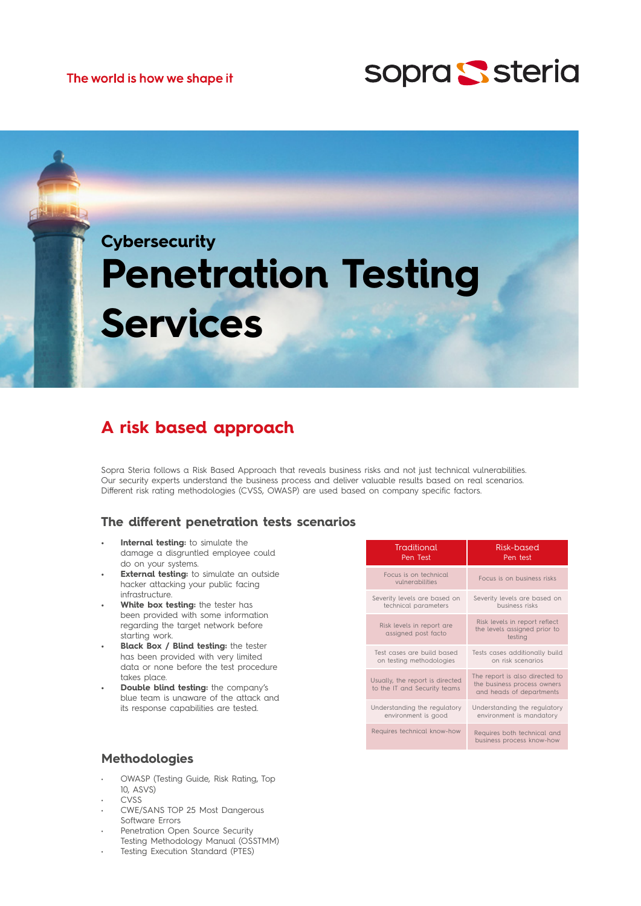The world is how we shape it

sopra steria

## Cybersecurity

# Penetration Testing Services

## A risk based approach

Sopra Steria follows a Risk Based Approach that reveals business risks and not just technical vulnerabilities. Our security experts understand the business process and deliver valuable results based on real scenarios. Different risk rating methodologies (CVSS, OWASP) are used based on company specific factors.

### The different penetration tests scenarios

- **Internal testing:** to simulate the damage a disgruntled employee could do on your systems.
- **External testing:** to simulate an outside hacker attacking your public facing infrastructure.
- **White box testing:** the tester has been provided with some information regarding the target network before starting work.
- **Black Box / Blind testing:** the tester has been provided with very limited data or none before the test procedure takes place.
- **Double blind testing:** the company's blue team is unaware of the attack and its response capabilities are tested.

| Traditional Pen Test | Risk-based Pen test |
|---|---|
| Focus is on technical vulnerabilities | Focus is on business risks |
| Severity levels are based on technical parameters | Severity levels are based on business risks |
| Risk levels in report are assigned post facto | Risk levels in report reflect the levels assigned prior to testing |
| Test cases are build based on testing methodologies | Tests cases additionally build on risk scenarios |
| Usually, the report is directed to the IT and Security teams | The report is also directed to the business process owners and heads of departments |
| Understanding the regulatory environment is good | Understanding the regulatory environment is mandatory |
| Requires technical know-how | Requires both technical and business process know-how |

### Methodologies

- OWASP (Testing Guide, Risk Rating, Top 10, ASVS)
- CVSS
- CWE/SANS TOP 25 Most Dangerous Software Errors
- Penetration Open Source Security Testing Methodology Manual (OSSTMM)
- Testing Execution Standard (PTES)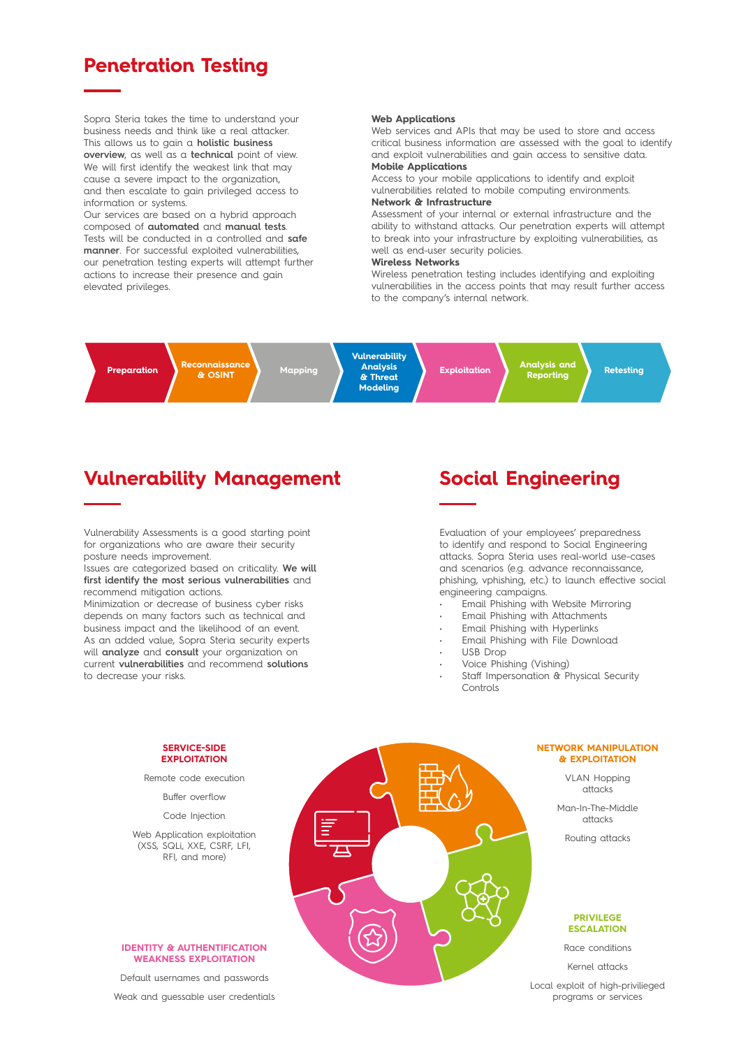# Penetration Testing

Sopra Steria takes the time to understand your business needs and think like a real attacker. This allows us to gain a **holistic business overview**, as well as a **technical** point of view. We will first identify the weakest link that may cause a severe impact to the organization, and then escalate to gain privileged access to information or systems.

Our services are based on a hybrid approach composed of **automated** and **manual tests**. Tests will be conducted in a controlled and **safe manner**. For successful exploited vulnerabilities, our penetration testing experts will attempt further actions to increase their presence and gain elevated privileges.

**Web Applications**
Web services and APIs that may be used to store and access critical business information are assessed with the goal to identify and exploit vulnerabilities and gain access to sensitive data.

**Mobile Applications**
Access to your mobile applications to identify and exploit vulnerabilities related to mobile computing environments.

**Network & Infrastructure**
Assessment of your internal or external infrastructure and the ability to withstand attacks. Our penetration experts will attempt to break into your infrastructure by exploiting vulnerabilities, as well as end-user security policies.

**Wireless Networks**
Wireless penetration testing includes identifying and exploiting vulnerabilities in the access points that may result further access to the company's internal network.

Preparation → Reconnaissance & OSINT → Mapping → Vulnerability Analysis & Threat Modeling → Exploitation → Analysis and Reporting → Retesting

# Vulnerability Management

Vulnerability Assessments is a good starting point for organizations who are aware their security posture needs improvement.

Issues are categorized based on criticality. **We will first identify the most serious vulnerabilities** and recommend mitigation actions.

Minimization or decrease of business cyber risks depends on many factors such as technical and business impact and the likelihood of an event.

As an added value, Sopra Steria security experts will **analyze** and **consult** your organization on current **vulnerabilities** and recommend **solutions** to decrease your risks.

# Social Engineering

Evaluation of your employees' preparedness to identify and respond to Social Engineering attacks. Sopra Steria uses real-world use-cases and scenarios (e.g. advance reconnaissance, phishing, vphishing, etc.) to launch effective social engineering campaigns.

- Email Phishing with Website Mirroring
- Email Phishing with Attachments
- Email Phishing with Hyperlinks
- Email Phishing with File Download
- USB Drop
- Voice Phishing (Vishing)
- Staff Impersonation & Physical Security Controls

**SERVICE-SIDE EXPLOITATION**

Remote code execution

Buffer overflow

Code Injection

Web Application exploitation (XSS, SQLi, XXE, CSRF, LFI, RFI, and more)

**NETWORK MANIPULATION & EXPLOITATION**

VLAN Hopping attacks

Man-In-The-Middle attacks

Routing attacks

**IDENTITY & AUTHENTIFICATION WEAKNESS EXPLOITATION**

Default usernames and passwords

Weak and guessable user credentials

**PRIVILEGE ESCALATION**

Race conditions

Kernel attacks

Local exploit of high-privilieged programs or services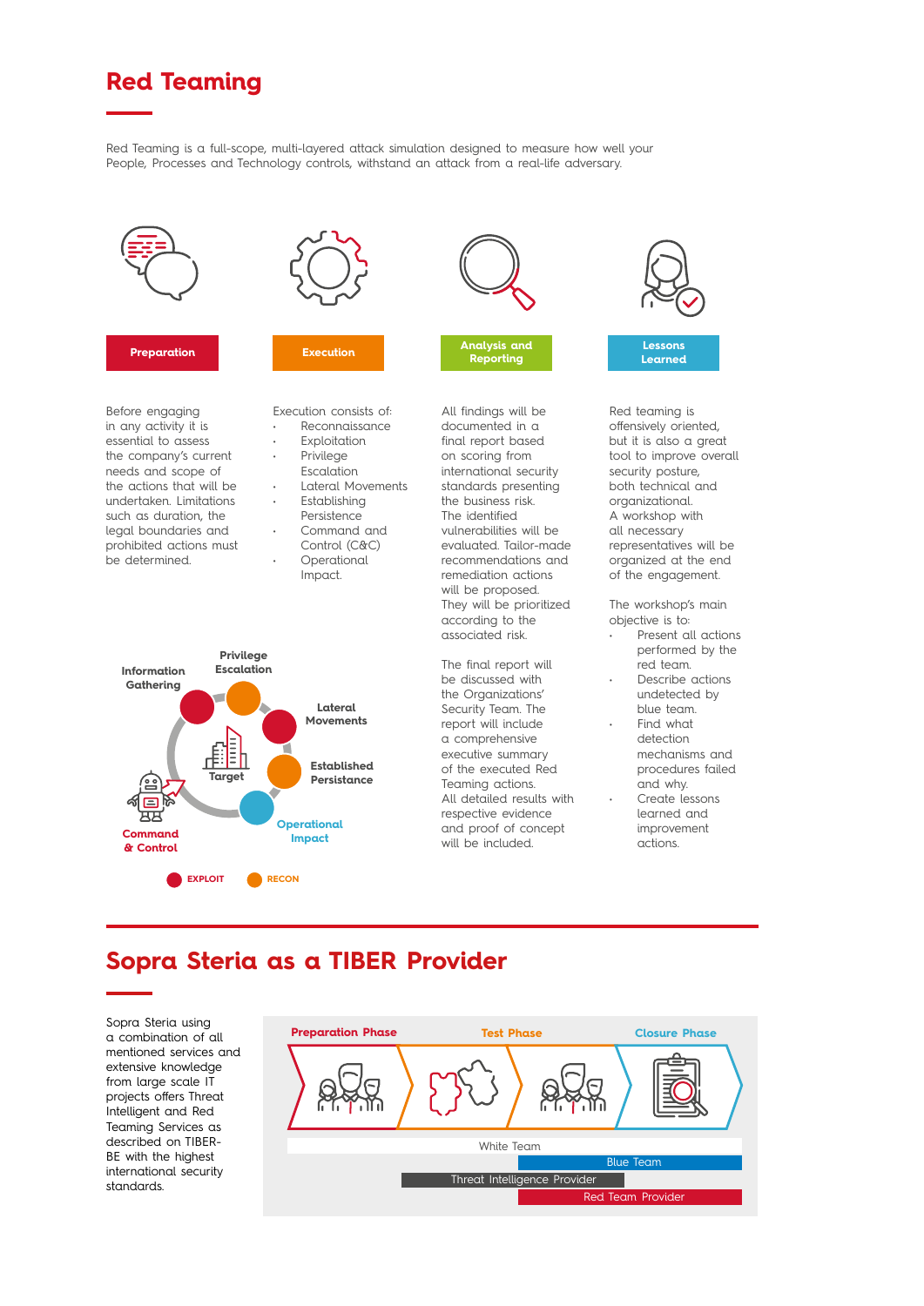# Red Teaming

Red Teaming is a full-scope, multi-layered attack simulation designed to measure how well your People, Processes and Technology controls, withstand an attack from a real-life adversary.

### Preparation

Before engaging in any activity it is essential to assess the company's current needs and scope of the actions that will be undertaken. Limitations such as duration, the legal boundaries and prohibited actions must be determined.

### Execution

Execution consists of:

- Reconnaissance
- Exploitation
- Privilege Escalation
- Lateral Movements
- Establishing Persistence
- Command and Control (C&C)
- Operational Impact.

### Analysis and Reporting

All findings will be documented in a final report based on scoring from international security standards presenting the business risk. The identified vulnerabilities will be evaluated. Tailor-made recommendations and remediation actions will be proposed. They will be prioritized according to the associated risk.

The final report will be discussed with the Organizations' Security Team. The report will include a comprehensive executive summary of the executed Red Teaming actions. All detailed results with respective evidence and proof of concept will be included.

### Lessons Learned

Red teaming is offensively oriented, but it is also a great tool to improve overall security posture, both technical and organizational. A workshop with all necessary representatives will be organized at the end of the engagement.

The workshop's main objective is to:

- Present all actions performed by the red team.
- Describe actions undetected by blue team.
- Find what detection mechanisms and procedures failed and why.
- Create lessons learned and improvement actions.

Information Gathering · Privilege Escalation · Lateral Movements · Established Persistance · Operational Impact · Command & Control · Target

EXPLOIT · RECON

# Sopra Steria as a TIBER Provider

Sopra Steria using a combination of all mentioned services and extensive knowledge from large scale IT projects offers Threat Intelligent and Red Teaming Services as described on TIBER-BE with the highest international security standards.

Preparation Phase · Test Phase · Closure Phase

White Team

Blue Team

Threat Intelligence Provider

Red Team Provider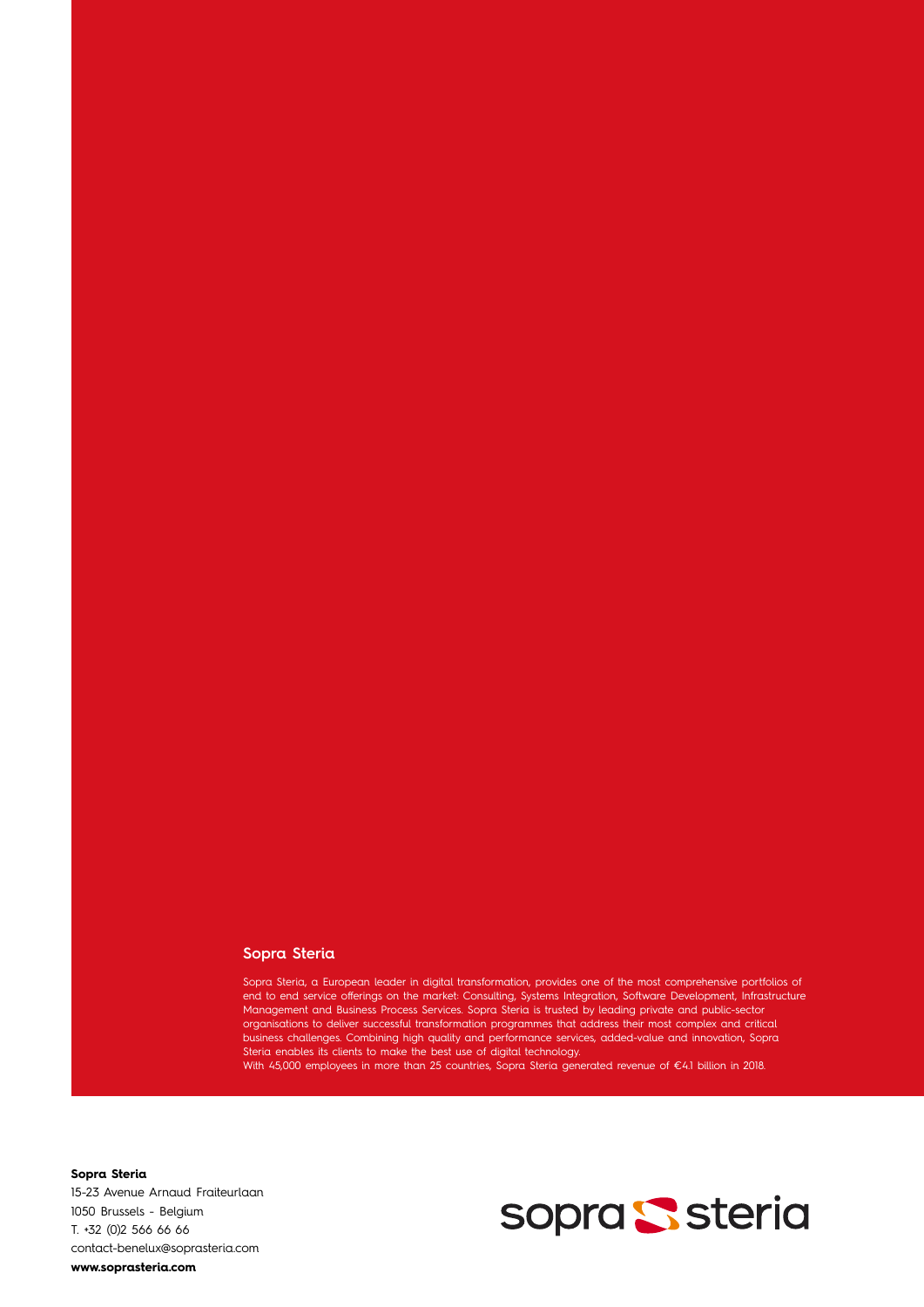## Sopra Steria

Sopra Steria, a European leader in digital transformation, provides one of the most comprehensive portfolios of end to end service offerings on the market: Consulting, Systems Integration, Software Development, Infrastructure Management and Business Process Services. Sopra Steria is trusted by leading private and public-sector organisations to deliver successful transformation programmes that address their most complex and critical business challenges. Combining high quality and performance services, added-value and innovation, Sopra Steria enables its clients to make the best use of digital technology.
With 45,000 employees in more than 25 countries, Sopra Steria generated revenue of €4.1 billion in 2018.

**Sopra Steria**
15-23 Avenue Arnaud Fraiteurlaan
1050 Brussels - Belgium
T. +32 (0)2 566 66 66
contact-benelux@soprasteria.com
**www.soprasteria.com**

sopra steria